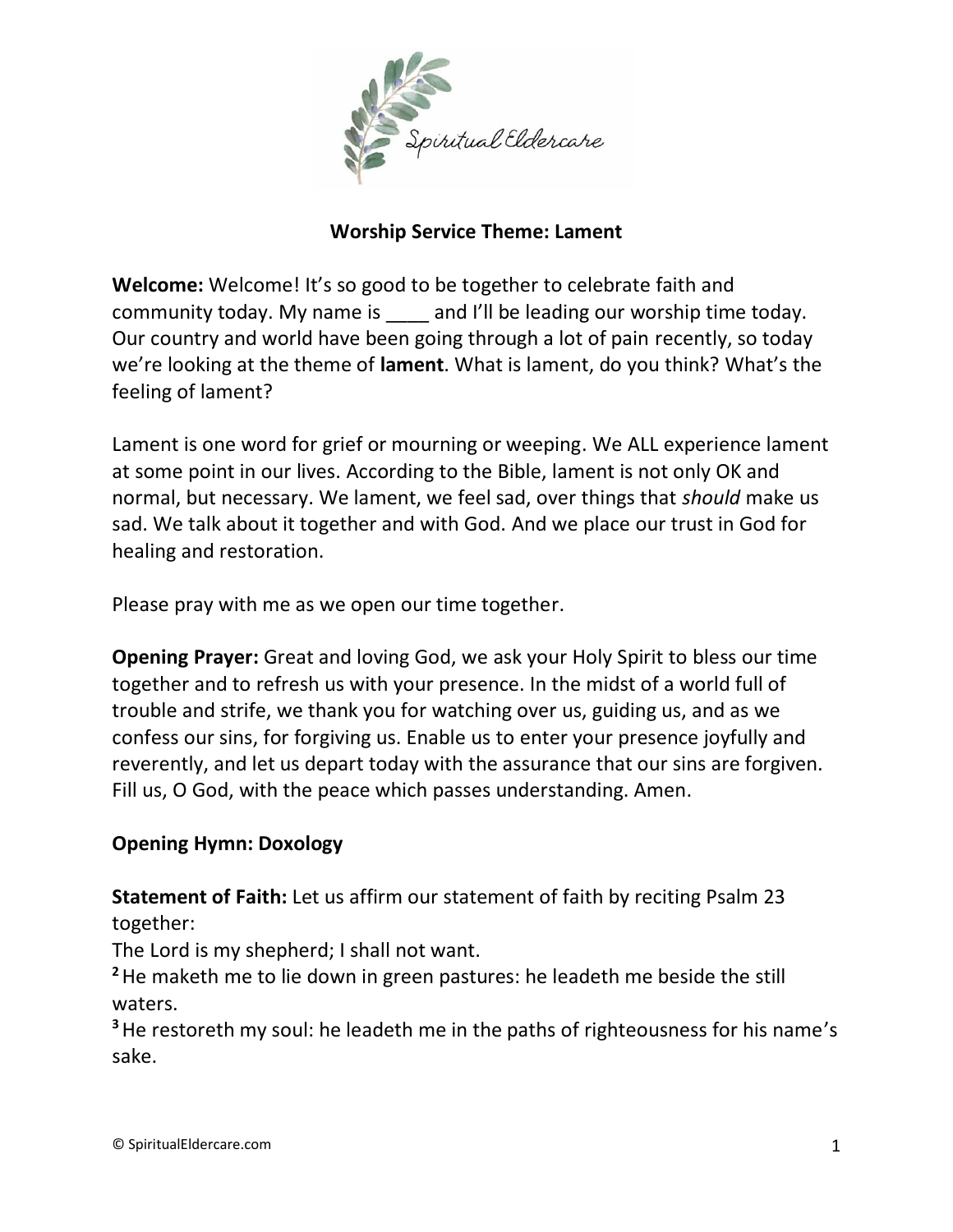## Worship Service Theme: Lament

**Welcome:** Welcome! It's so good to be together to celebrate faith and community today. My name is ____ and I'll be leading our worship time today. Our country and world have been going through a lot of pain recently, so today we're looking at the theme of **lament**. What is lament, do you think? What's the feeling of lament?

Lament is one word for grief or mourning or weeping. We ALL experience lament at some point in our lives. According to the Bible, lament is not only OK and normal, but necessary. We lament, we feel sad, over things that *should* make us sad. We talk about it together and with God. And we place our trust in God for healing and restoration.

Please pray with me as we open our time together.

**Opening Prayer:** Great and loving God, we ask your Holy Spirit to bless our time together and to refresh us with your presence. In the midst of a world full of trouble and strife, we thank you for watching over us, guiding us, and as we confess our sins, for forgiving us. Enable us to enter your presence joyfully and reverently, and let us depart today with the assurance that our sins are forgiven. Fill us, O God, with the peace which passes understanding. Amen.

**Opening Hymn: Doxology**

**Statement of Faith:** Let us affirm our statement of faith by reciting Psalm 23 together:

The Lord is my shepherd; I shall not want.

**2** He maketh me to lie down in green pastures: he leadeth me beside the still waters.

**3** He restoreth my soul: he leadeth me in the paths of righteousness for his name's sake.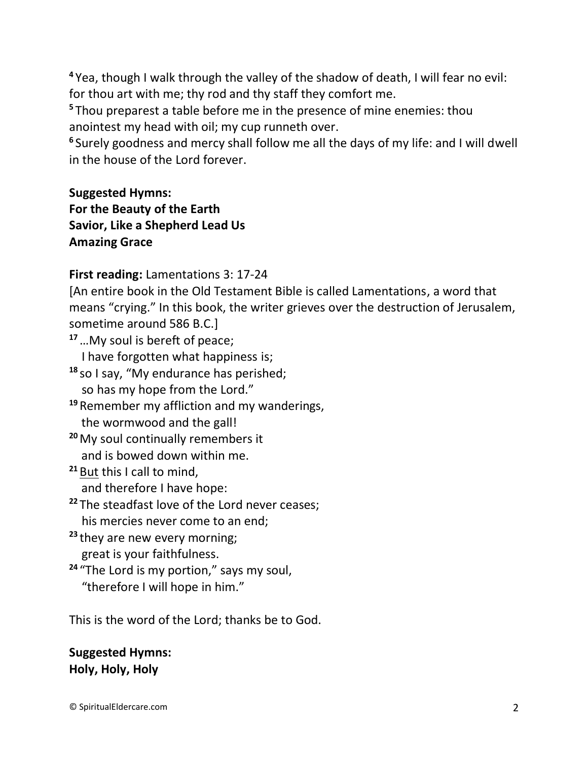[4] Yea, though I walk through the valley of the shadow of death, I will fear no evil: for thou art with me; thy rod and thy staff they comfort me.
[5] Thou preparest a table before me in the presence of mine enemies: thou anointest my head with oil; my cup runneth over.
[6] Surely goodness and mercy shall follow me all the days of my life: and I will dwell in the house of the Lord forever.

**Suggested Hymns:**
**For the Beauty of the Earth**
**Savior, Like a Shepherd Lead Us**
**Amazing Grace**

**First reading:** Lamentations 3: 17-24
[An entire book in the Old Testament Bible is called Lamentations, a word that means "crying." In this book, the writer grieves over the destruction of Jerusalem, sometime around 586 B.C.]

[17] …My soul is bereft of peace;
I have forgotten what happiness is;
[18] so I say, "My endurance has perished;
so has my hope from the Lord."
[19] Remember my affliction and my wanderings,
the wormwood and the gall!
[20] My soul continually remembers it
and is bowed down within me.
[21] <u>But</u> this I call to mind,
and therefore I have hope:
[22] The steadfast love of the Lord never ceases;
his mercies never come to an end;
[23] they are new every morning;
great is your faithfulness.
[24] "The Lord is my portion," says my soul,
"therefore I will hope in him."

This is the word of the Lord; thanks be to God.

**Suggested Hymns:**
**Holy, Holy, Holy**

© SpiritualEldercare.com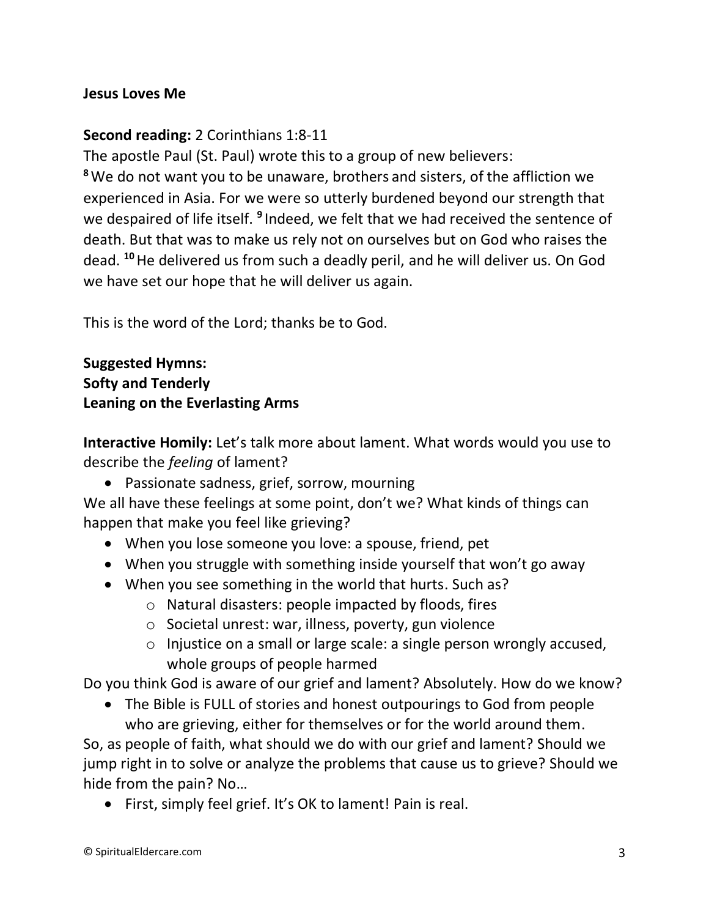**Jesus Loves Me**

**Second reading:** 2 Corinthians 1:8-11

The apostle Paul (St. Paul) wrote this to a group of new believers:

**8** We do not want you to be unaware, brothers and sisters, of the affliction we experienced in Asia. For we were so utterly burdened beyond our strength that we despaired of life itself. **9** Indeed, we felt that we had received the sentence of death. But that was to make us rely not on ourselves but on God who raises the dead. **10** He delivered us from such a deadly peril, and he will deliver us. On God we have set our hope that he will deliver us again.

This is the word of the Lord; thanks be to God.

**Suggested Hymns:**
**Softy and Tenderly**
**Leaning on the Everlasting Arms**

**Interactive Homily:** Let's talk more about lament. What words would you use to describe the *feeling* of lament?

- Passionate sadness, grief, sorrow, mourning

We all have these feelings at some point, don't we? What kinds of things can happen that make you feel like grieving?

- When you lose someone you love: a spouse, friend, pet
- When you struggle with something inside yourself that won't go away
- When you see something in the world that hurts. Such as?
  - Natural disasters: people impacted by floods, fires
  - Societal unrest: war, illness, poverty, gun violence
  - Injustice on a small or large scale: a single person wrongly accused, whole groups of people harmed

Do you think God is aware of our grief and lament? Absolutely. How do we know?

- The Bible is FULL of stories and honest outpourings to God from people who are grieving, either for themselves or for the world around them.

So, as people of faith, what should we do with our grief and lament? Should we jump right in to solve or analyze the problems that cause us to grieve? Should we hide from the pain? No…

- First, simply feel grief. It's OK to lament! Pain is real.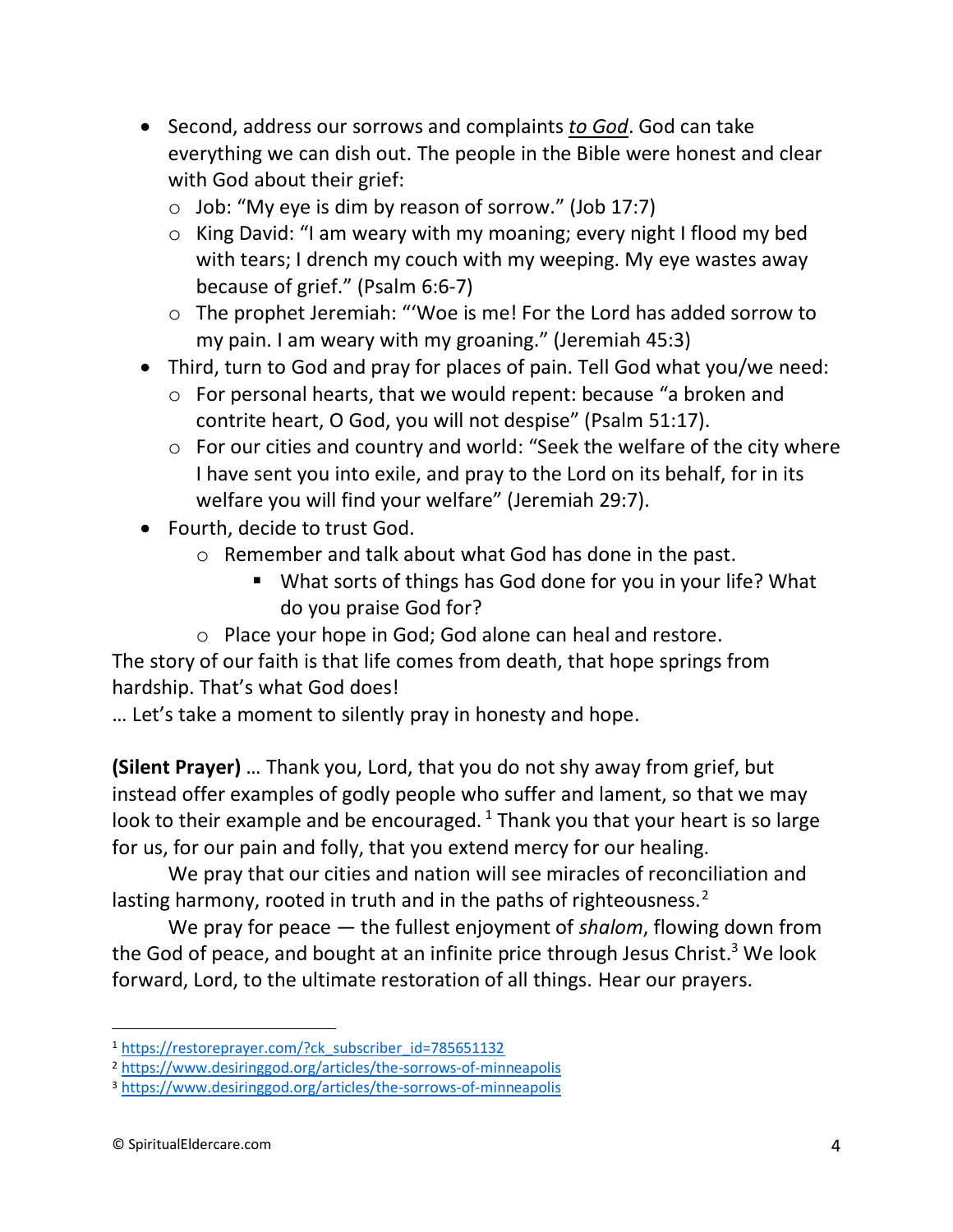- Second, address our sorrows and complaints *to God*. God can take everything we can dish out. The people in the Bible were honest and clear with God about their grief:
  - Job: "My eye is dim by reason of sorrow." (Job 17:7)
  - King David: "I am weary with my moaning; every night I flood my bed with tears; I drench my couch with my weeping. My eye wastes away because of grief." (Psalm 6:6-7)
  - The prophet Jeremiah: "'Woe is me! For the Lord has added sorrow to my pain. I am weary with my groaning." (Jeremiah 45:3)
- Third, turn to God and pray for places of pain. Tell God what you/we need:
  - For personal hearts, that we would repent: because "a broken and contrite heart, O God, you will not despise" (Psalm 51:17).
  - For our cities and country and world: "Seek the welfare of the city where I have sent you into exile, and pray to the Lord on its behalf, for in its welfare you will find your welfare" (Jeremiah 29:7).
- Fourth, decide to trust God.
  - Remember and talk about what God has done in the past.
    - What sorts of things has God done for you in your life? What do you praise God for?
  - Place your hope in God; God alone can heal and restore.

The story of our faith is that life comes from death, that hope springs from hardship. That's what God does!
… Let's take a moment to silently pray in honesty and hope.

**(Silent Prayer)** … Thank you, Lord, that you do not shy away from grief, but instead offer examples of godly people who suffer and lament, so that we may look to their example and be encouraged.[1] Thank you that your heart is so large for us, for our pain and folly, that you extend mercy for our healing.

We pray that our cities and nation will see miracles of reconciliation and lasting harmony, rooted in truth and in the paths of righteousness.[2]

We pray for peace — the fullest enjoyment of *shalom*, flowing down from the God of peace, and bought at an infinite price through Jesus Christ.[3] We look forward, Lord, to the ultimate restoration of all things. Hear our prayers.

---

[1] https://restoreprayer.com/?ck_subscriber_id=785651132
[2] https://www.desiringgod.org/articles/the-sorrows-of-minneapolis
[3] https://www.desiringgod.org/articles/the-sorrows-of-minneapolis

© SpiritualEldercare.com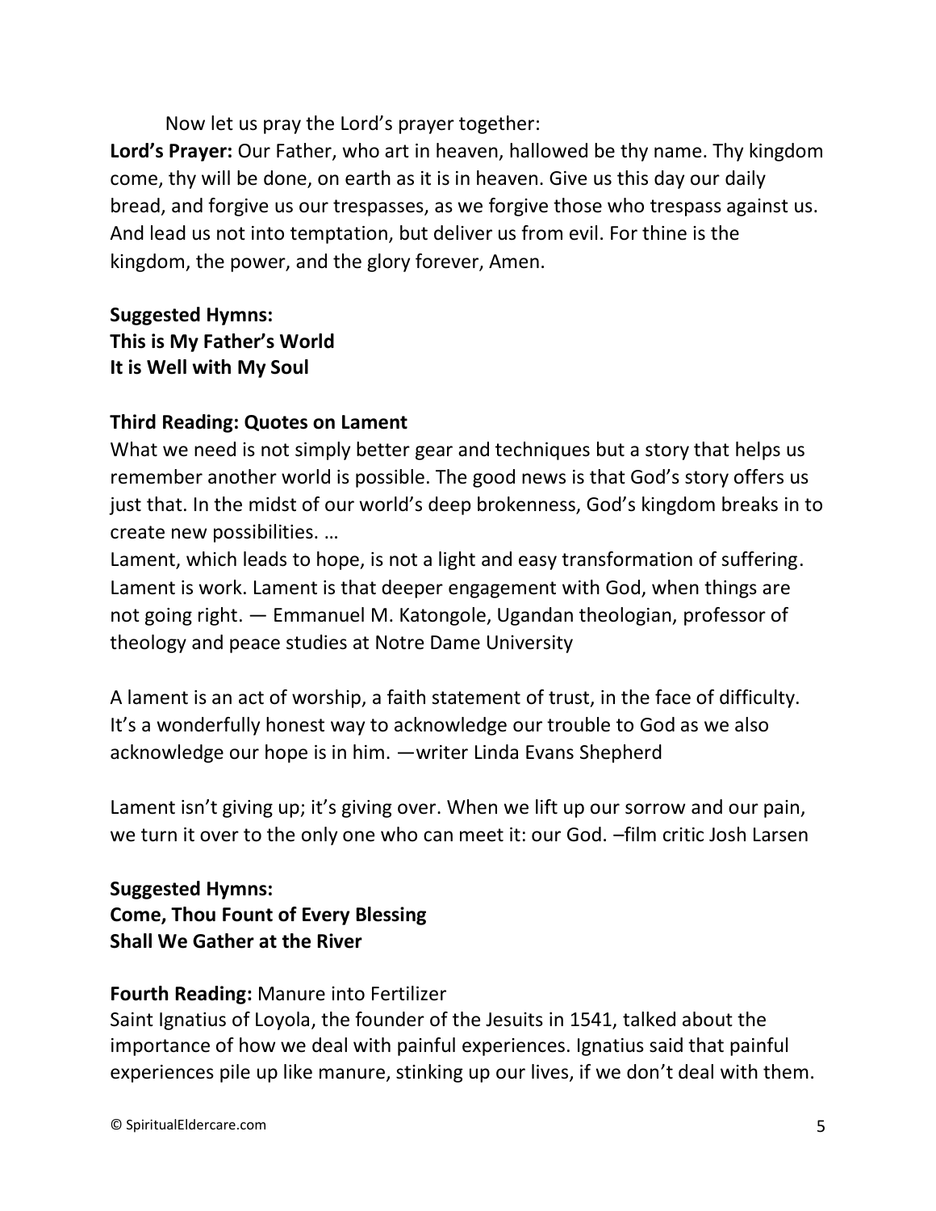Now let us pray the Lord's prayer together:

**Lord's Prayer:** Our Father, who art in heaven, hallowed be thy name. Thy kingdom come, thy will be done, on earth as it is in heaven. Give us this day our daily bread, and forgive us our trespasses, as we forgive those who trespass against us. And lead us not into temptation, but deliver us from evil. For thine is the kingdom, the power, and the glory forever, Amen.

**Suggested Hymns:**
**This is My Father's World**
**It is Well with My Soul**

**Third Reading: Quotes on Lament**

What we need is not simply better gear and techniques but a story that helps us remember another world is possible. The good news is that God's story offers us just that. In the midst of our world's deep brokenness, God's kingdom breaks in to create new possibilities. …

Lament, which leads to hope, is not a light and easy transformation of suffering. Lament is work. Lament is that deeper engagement with God, when things are not going right. — Emmanuel M. Katongole, Ugandan theologian, professor of theology and peace studies at Notre Dame University

A lament is an act of worship, a faith statement of trust, in the face of difficulty. It's a wonderfully honest way to acknowledge our trouble to God as we also acknowledge our hope is in him. —writer Linda Evans Shepherd

Lament isn't giving up; it's giving over. When we lift up our sorrow and our pain, we turn it over to the only one who can meet it: our God. –film critic Josh Larsen

**Suggested Hymns:**
**Come, Thou Fount of Every Blessing**
**Shall We Gather at the River**

**Fourth Reading:** Manure into Fertilizer

Saint Ignatius of Loyola, the founder of the Jesuits in 1541, talked about the importance of how we deal with painful experiences. Ignatius said that painful experiences pile up like manure, stinking up our lives, if we don't deal with them.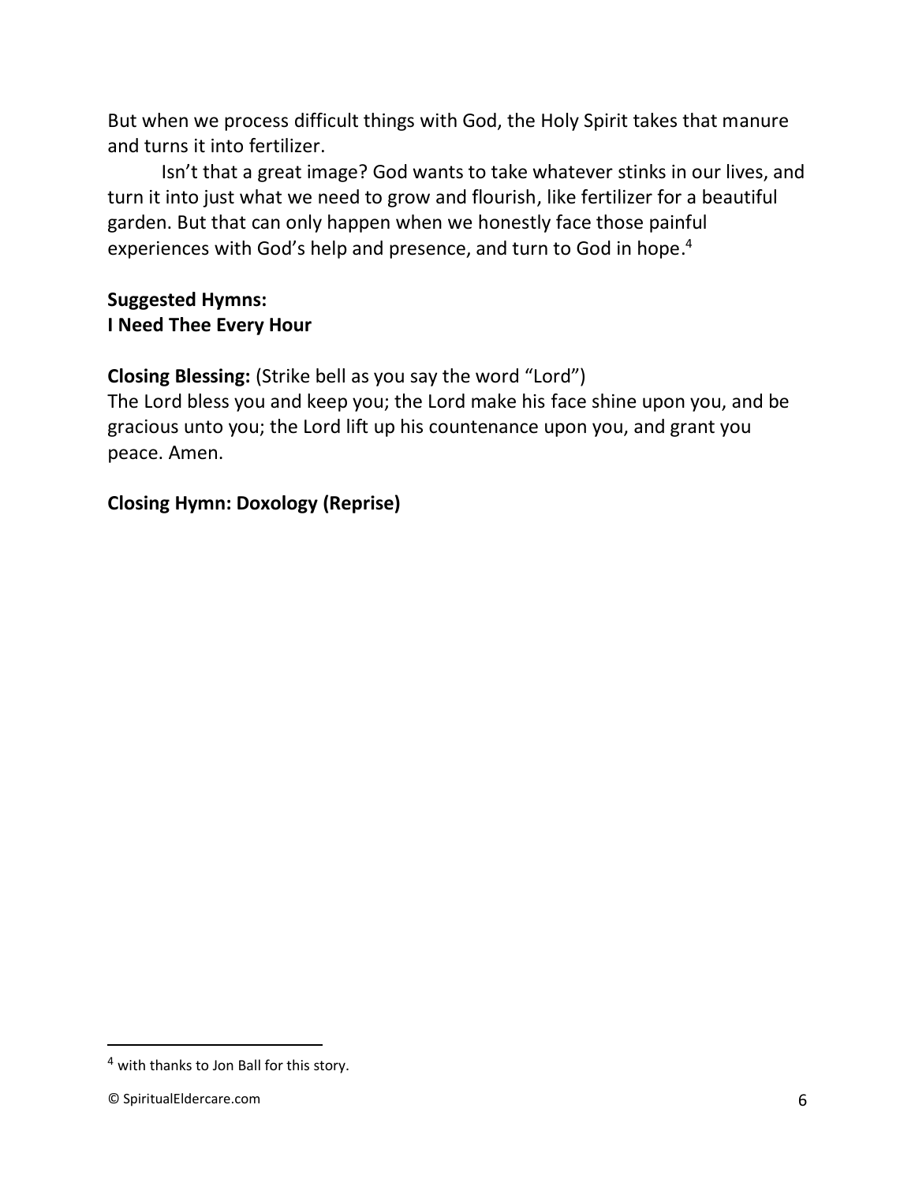But when we process difficult things with God, the Holy Spirit takes that manure and turns it into fertilizer.

Isn't that a great image? God wants to take whatever stinks in our lives, and turn it into just what we need to grow and flourish, like fertilizer for a beautiful garden. But that can only happen when we honestly face those painful experiences with God's help and presence, and turn to God in hope.[4]

**Suggested Hymns:**
**I Need Thee Every Hour**

**Closing Blessing:** (Strike bell as you say the word "Lord")
The Lord bless you and keep you; the Lord make his face shine upon you, and be gracious unto you; the Lord lift up his countenance upon you, and grant you peace. Amen.

**Closing Hymn: Doxology (Reprise)**

---

[4] with thanks to Jon Ball for this story.

© SpiritualEldercare.com